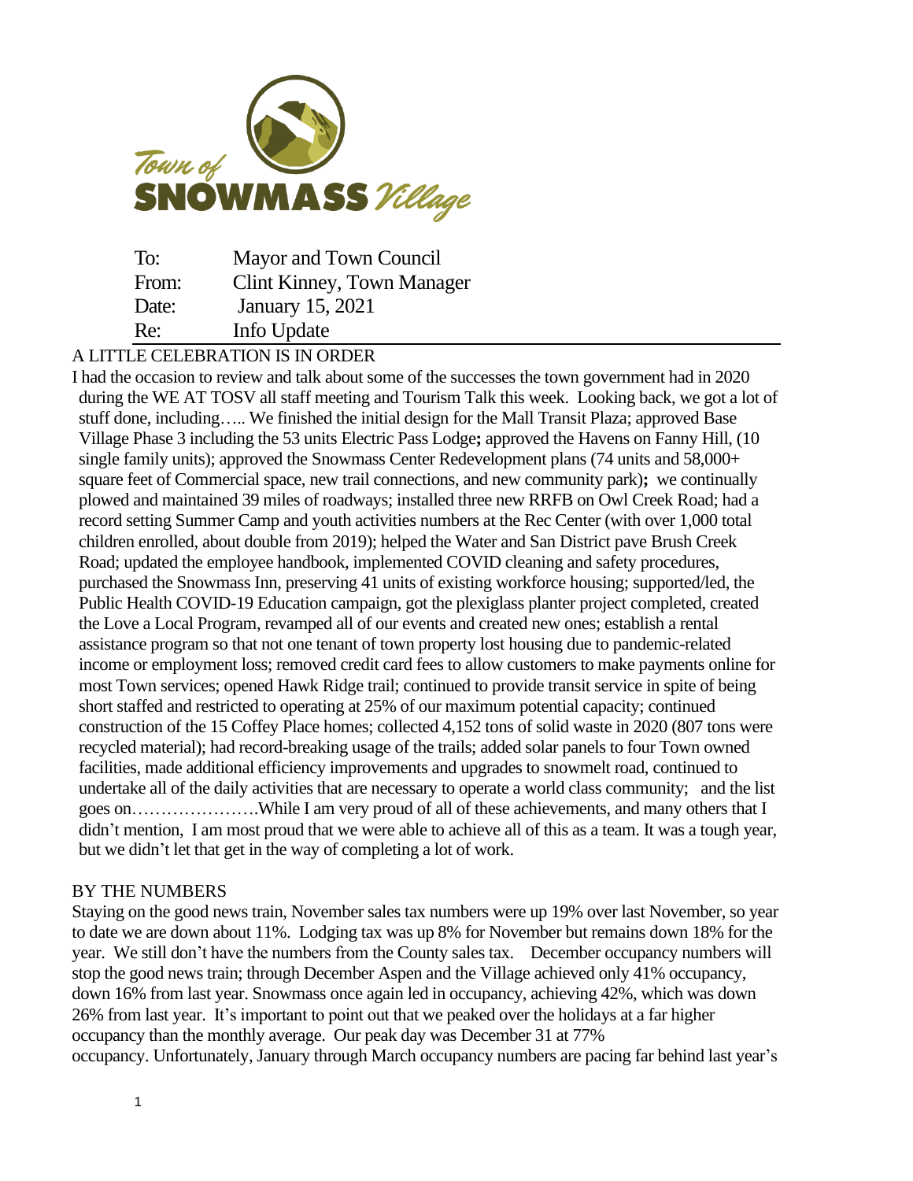Town of SNOWMASS Village

To: Mayor and Town Council
From: Clint Kinney, Town Manager
Date: January 15, 2021
Re: Info Update

## A LITTLE CELEBRATION IS IN ORDER

I had the occasion to review and talk about some of the successes the town government had in 2020 during the WE AT TOSV all staff meeting and Tourism Talk this week. Looking back, we got a lot of stuff done, including….. We finished the initial design for the Mall Transit Plaza; approved Base Village Phase 3 including the 53 units Electric Pass Lodge**;** approved the Havens on Fanny Hill, (10 single family units); approved the Snowmass Center Redevelopment plans (74 units and 58,000+ square feet of Commercial space, new trail connections, and new community park)**;** we continually plowed and maintained 39 miles of roadways; installed three new RRFB on Owl Creek Road; had a record setting Summer Camp and youth activities numbers at the Rec Center (with over 1,000 total children enrolled, about double from 2019); helped the Water and San District pave Brush Creek Road; updated the employee handbook, implemented COVID cleaning and safety procedures, purchased the Snowmass Inn, preserving 41 units of existing workforce housing; supported/led, the Public Health COVID-19 Education campaign, got the plexiglass planter project completed, created the Love a Local Program, revamped all of our events and created new ones; establish a rental assistance program so that not one tenant of town property lost housing due to pandemic-related income or employment loss; removed credit card fees to allow customers to make payments online for most Town services; opened Hawk Ridge trail; continued to provide transit service in spite of being short staffed and restricted to operating at 25% of our maximum potential capacity; continued construction of the 15 Coffey Place homes; collected 4,152 tons of solid waste in 2020 (807 tons were recycled material); had record-breaking usage of the trails; added solar panels to four Town owned facilities, made additional efficiency improvements and upgrades to snowmelt road, continued to undertake all of the daily activities that are necessary to operate a world class community; and the list goes on………………….While I am very proud of all of these achievements, and many others that I didn't mention, I am most proud that we were able to achieve all of this as a team. It was a tough year, but we didn't let that get in the way of completing a lot of work.

## BY THE NUMBERS

Staying on the good news train, November sales tax numbers were up 19% over last November, so year to date we are down about 11%. Lodging tax was up 8% for November but remains down 18% for the year. We still don't have the numbers from the County sales tax. December occupancy numbers will stop the good news train; through December Aspen and the Village achieved only 41% occupancy, down 16% from last year. Snowmass once again led in occupancy, achieving 42%, which was down 26% from last year. It's important to point out that we peaked over the holidays at a far higher occupancy than the monthly average. Our peak day was December 31 at 77% occupancy. Unfortunately, January through March occupancy numbers are pacing far behind last year's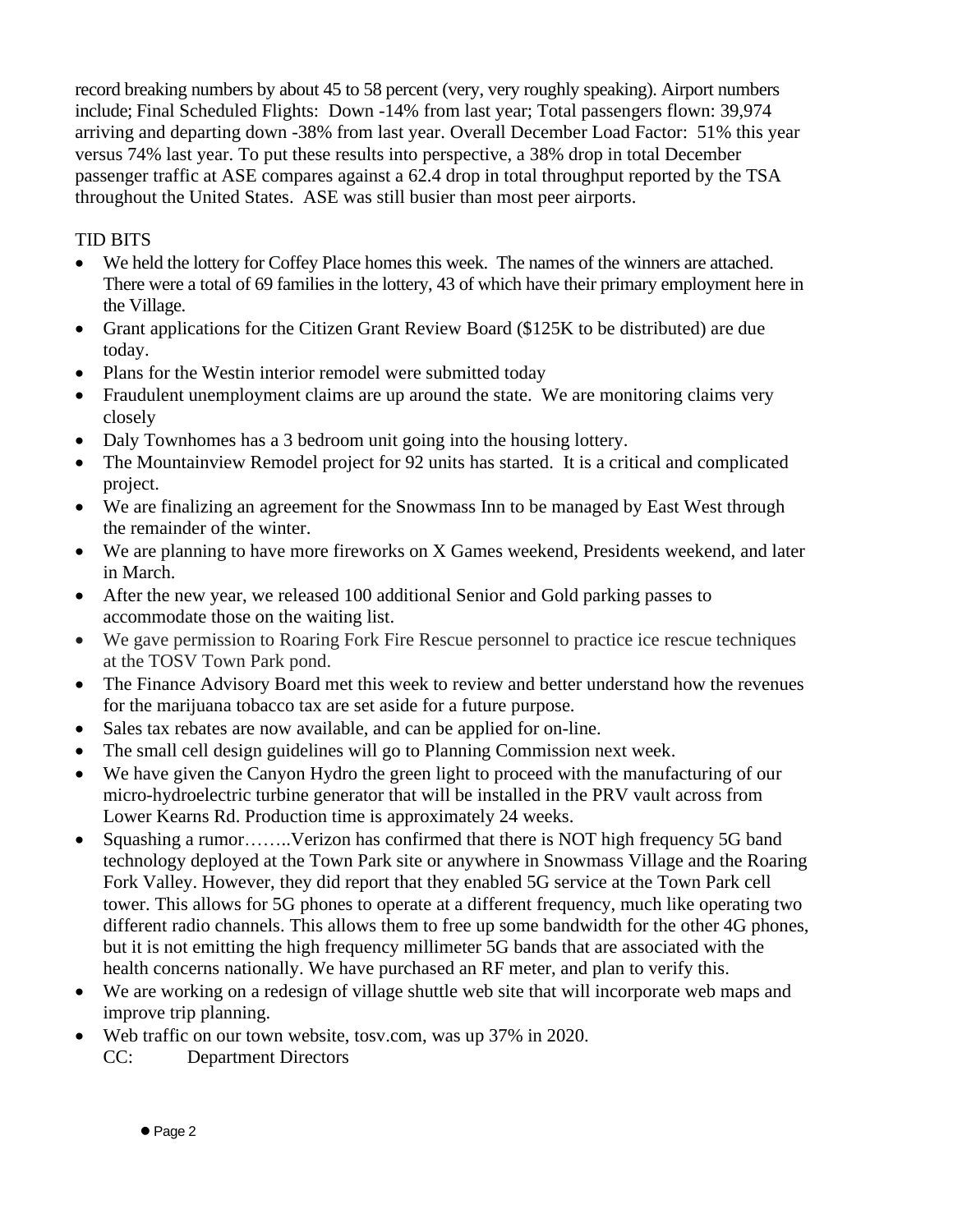record breaking numbers by about 45 to 58 percent (very, very roughly speaking). Airport numbers include; Final Scheduled Flights: Down -14% from last year; Total passengers flown: 39,974 arriving and departing down -38% from last year. Overall December Load Factor: 51% this year versus 74% last year. To put these results into perspective, a 38% drop in total December passenger traffic at ASE compares against a 62.4 drop in total throughput reported by the TSA throughout the United States. ASE was still busier than most peer airports.

TID BITS

- We held the lottery for Coffey Place homes this week. The names of the winners are attached. There were a total of 69 families in the lottery, 43 of which have their primary employment here in the Village.
- Grant applications for the Citizen Grant Review Board ($125K to be distributed) are due today.
- Plans for the Westin interior remodel were submitted today
- Fraudulent unemployment claims are up around the state. We are monitoring claims very closely
- Daly Townhomes has a 3 bedroom unit going into the housing lottery.
- The Mountainview Remodel project for 92 units has started. It is a critical and complicated project.
- We are finalizing an agreement for the Snowmass Inn to be managed by East West through the remainder of the winter.
- We are planning to have more fireworks on X Games weekend, Presidents weekend, and later in March.
- After the new year, we released 100 additional Senior and Gold parking passes to accommodate those on the waiting list.
- We gave permission to Roaring Fork Fire Rescue personnel to practice ice rescue techniques at the TOSV Town Park pond.
- The Finance Advisory Board met this week to review and better understand how the revenues for the marijuana tobacco tax are set aside for a future purpose.
- Sales tax rebates are now available, and can be applied for on-line.
- The small cell design guidelines will go to Planning Commission next week.
- We have given the Canyon Hydro the green light to proceed with the manufacturing of our micro-hydroelectric turbine generator that will be installed in the PRV vault across from Lower Kearns Rd. Production time is approximately 24 weeks.
- Squashing a rumor……..Verizon has confirmed that there is NOT high frequency 5G band technology deployed at the Town Park site or anywhere in Snowmass Village and the Roaring Fork Valley. However, they did report that they enabled 5G service at the Town Park cell tower. This allows for 5G phones to operate at a different frequency, much like operating two different radio channels. This allows them to free up some bandwidth for the other 4G phones, but it is not emitting the high frequency millimeter 5G bands that are associated with the health concerns nationally. We have purchased an RF meter, and plan to verify this.
- We are working on a redesign of village shuttle web site that will incorporate web maps and improve trip planning.
- Web traffic on our town website, tosv.com, was up 37% in 2020.

CC: Department Directors